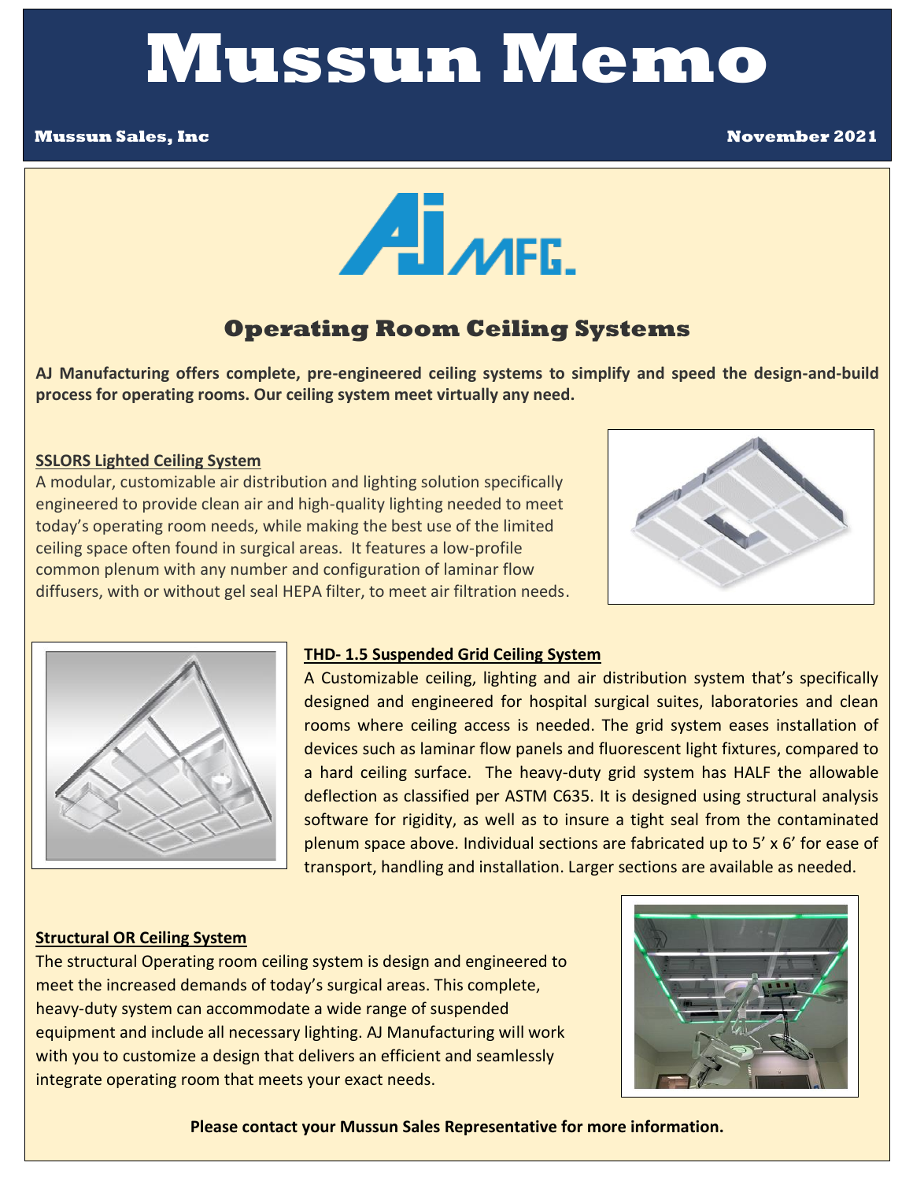# Mussun Memo

**Mussun Sales, Inc** **November 2021**

## Operating Room Ceiling Systems

**AJ Manufacturing offers complete, pre-engineered ceiling systems to simplify and speed the design-and-build process for operating rooms. Our ceiling system meet virtually any need.**

### SSLORS Lighted Ceiling System

A modular, customizable air distribution and lighting solution specifically engineered to provide clean air and high-quality lighting needed to meet today's operating room needs, while making the best use of the limited ceiling space often found in surgical areas. It features a low-profile common plenum with any number and configuration of laminar flow diffusers, with or without gel seal HEPA filter, to meet air filtration needs.

### THD- 1.5 Suspended Grid Ceiling System

A Customizable ceiling, lighting and air distribution system that's specifically designed and engineered for hospital surgical suites, laboratories and clean rooms where ceiling access is needed. The grid system eases installation of devices such as laminar flow panels and fluorescent light fixtures, compared to a hard ceiling surface. The heavy-duty grid system has HALF the allowable deflection as classified per ASTM C635. It is designed using structural analysis software for rigidity, as well as to insure a tight seal from the contaminated plenum space above. Individual sections are fabricated up to 5' x 6' for ease of transport, handling and installation. Larger sections are available as needed.

### Structural OR Ceiling System

The structural Operating room ceiling system is design and engineered to meet the increased demands of today's surgical areas. This complete, heavy-duty system can accommodate a wide range of suspended equipment and include all necessary lighting. AJ Manufacturing will work with you to customize a design that delivers an efficient and seamlessly integrate operating room that meets your exact needs.

**Please contact your Mussun Sales Representative for more information.**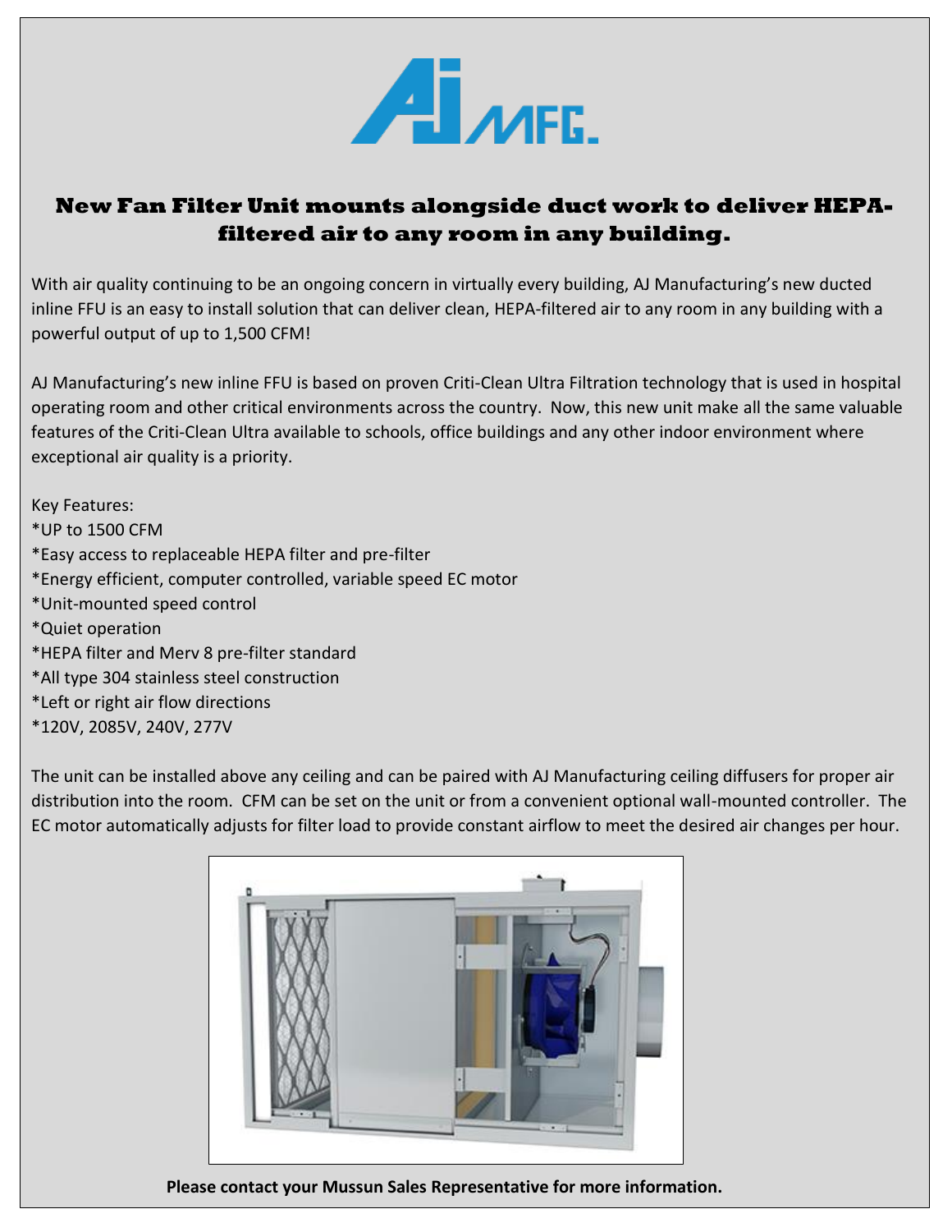AJ MFG.

## New Fan Filter Unit mounts alongside duct work to deliver HEPA-filtered air to any room in any building.

With air quality continuing to be an ongoing concern in virtually every building, AJ Manufacturing's new ducted inline FFU is an easy to install solution that can deliver clean, HEPA-filtered air to any room in any building with a powerful output of up to 1,500 CFM!

AJ Manufacturing's new inline FFU is based on proven Criti-Clean Ultra Filtration technology that is used in hospital operating room and other critical environments across the country. Now, this new unit make all the same valuable features of the Criti-Clean Ultra available to schools, office buildings and any other indoor environment where exceptional air quality is a priority.

Key Features:
*UP to 1500 CFM
*Easy access to replaceable HEPA filter and pre-filter
*Energy efficient, computer controlled, variable speed EC motor
*Unit-mounted speed control
*Quiet operation
*HEPA filter and Merv 8 pre-filter standard
*All type 304 stainless steel construction
*Left or right air flow directions
*120V, 2085V, 240V, 277V

The unit can be installed above any ceiling and can be paired with AJ Manufacturing ceiling diffusers for proper air distribution into the room. CFM can be set on the unit or from a convenient optional wall-mounted controller. The EC motor automatically adjusts for filter load to provide constant airflow to meet the desired air changes per hour.

**Please contact your Mussun Sales Representative for more information.**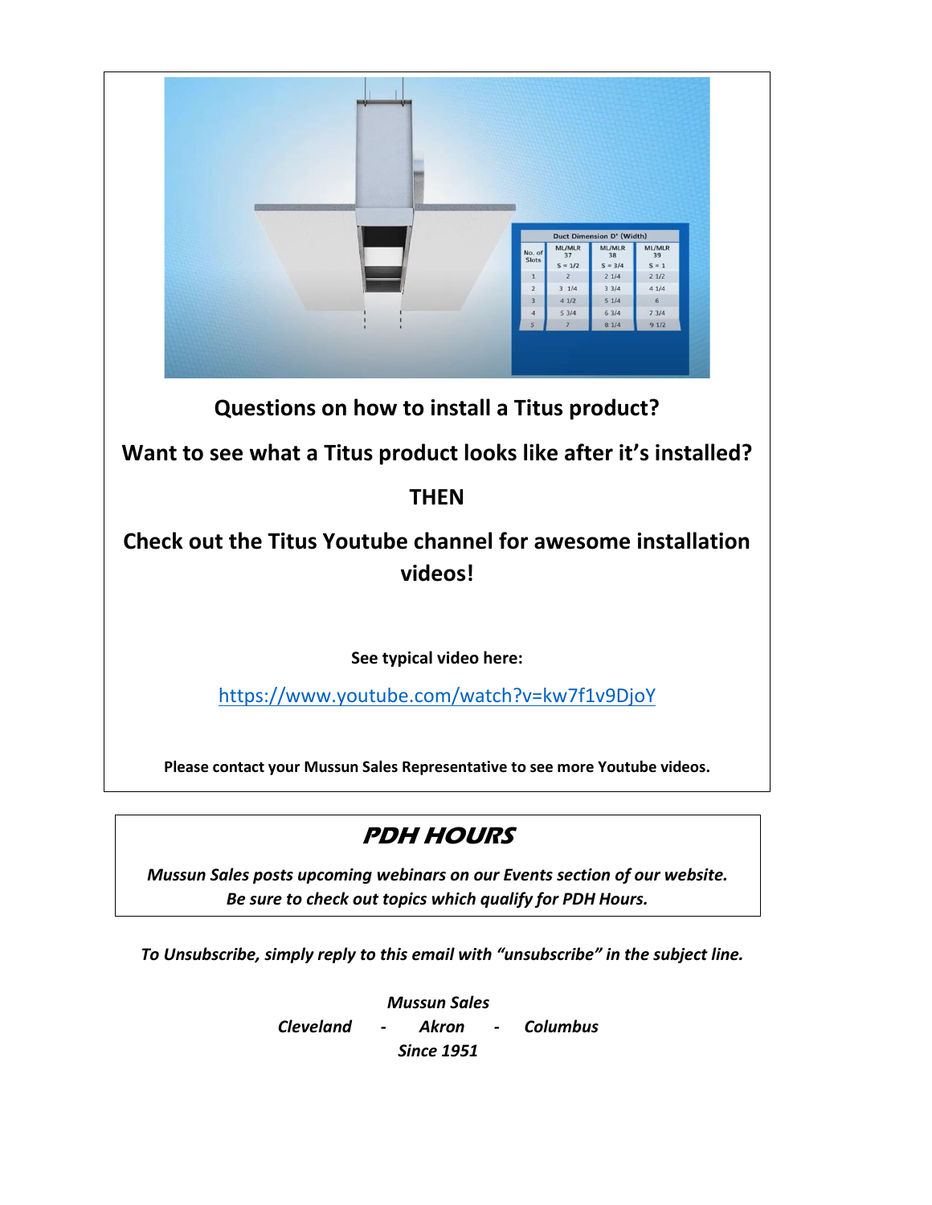**Questions on how to install a Titus product?**

**Want to see what a Titus product looks like after it's installed?**

**THEN**

**Check out the Titus Youtube channel for awesome installation videos!**

**See typical video here:**

https://www.youtube.com/watch?v=kw7f1v9DjoY

**Please contact your Mussun Sales Representative to see more Youtube videos.**

## *PDH HOURS*

***Mussun Sales posts upcoming webinars on our Events section of our website. Be sure to check out topics which qualify for PDH Hours.***

***To Unsubscribe, simply reply to this email with "unsubscribe" in the subject line.***

***Mussun Sales***
***Cleveland - Akron - Columbus***
***Since 1951***